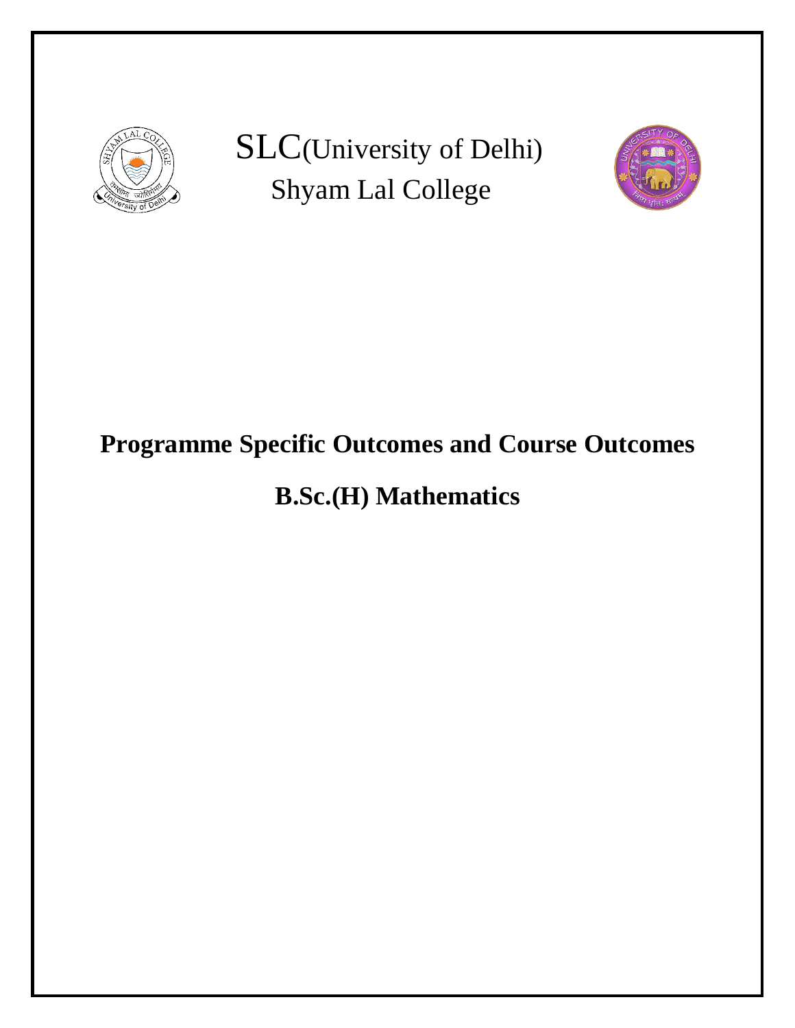# SLC(University of Delhi)

## Shyam Lal College

# Programme Specific Outcomes and Course Outcomes

# B.Sc.(H) Mathematics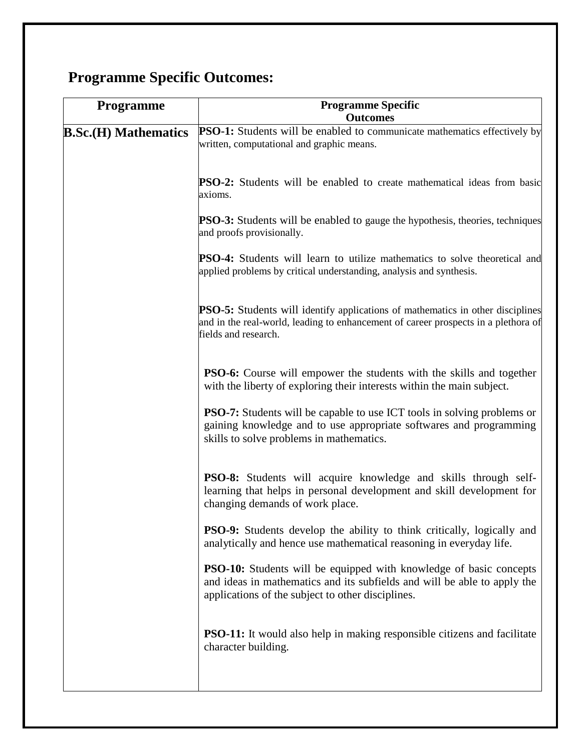## Programme Specific Outcomes:

| Programme | Programme Specific Outcomes |
|---|---|
| **B.Sc.(H) Mathematics** | **PSO-1:** Students will be enabled to communicate mathematics effectively by written, computational and graphic means.<br><br>**PSO-2:** Students will be enabled to create mathematical ideas from basic axioms.<br><br>**PSO-3:** Students will be enabled to gauge the hypothesis, theories, techniques and proofs provisionally.<br><br>**PSO-4:** Students will learn to utilize mathematics to solve theoretical and applied problems by critical understanding, analysis and synthesis.<br><br>**PSO-5:** Students will identify applications of mathematics in other disciplines and in the real-world, leading to enhancement of career prospects in a plethora of fields and research.<br><br>**PSO-6:** Course will empower the students with the skills and together with the liberty of exploring their interests within the main subject.<br><br>**PSO-7:** Students will be capable to use ICT tools in solving problems or gaining knowledge and to use appropriate softwares and programming skills to solve problems in mathematics.<br><br>**PSO-8:** Students will acquire knowledge and skills through self-learning that helps in personal development and skill development for changing demands of work place.<br><br>**PSO-9:** Students develop the ability to think critically, logically and analytically and hence use mathematical reasoning in everyday life.<br><br>**PSO-10:** Students will be equipped with knowledge of basic concepts and ideas in mathematics and its subfields and will be able to apply the applications of the subject to other disciplines.<br><br>**PSO-11:** It would also help in making responsible citizens and facilitate character building. |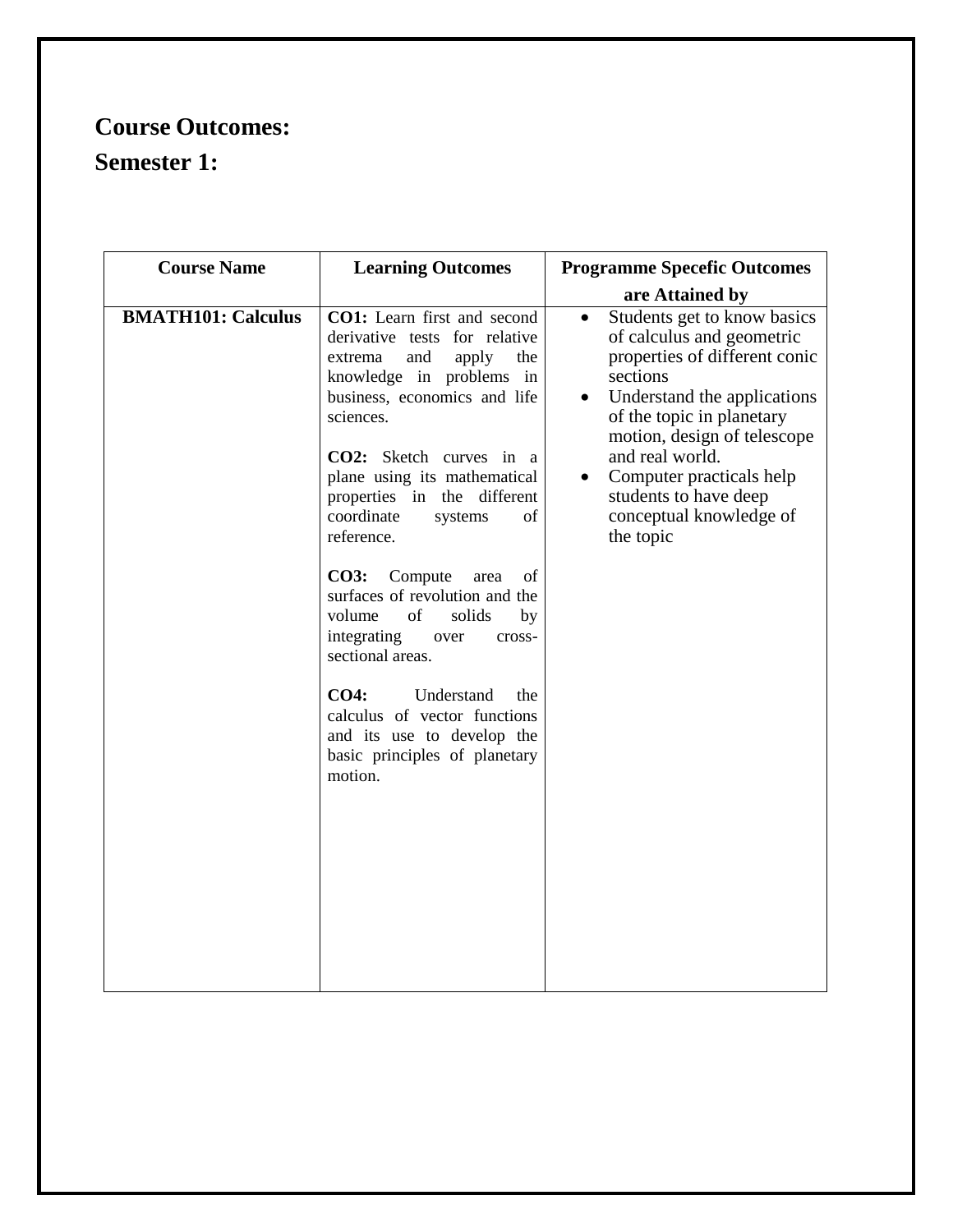# Course Outcomes:

# Semester 1:

| Course Name | Learning Outcomes | Programme Specefic Outcomes are Attained by |
|---|---|---|
| **BMATH101: Calculus** | **CO1:** Learn first and second derivative tests for relative extrema and apply the knowledge in problems in business, economics and life sciences.<br><br>**CO2:** Sketch curves in a plane using its mathematical properties in the different coordinate systems of reference.<br><br>**CO3:** Compute area of surfaces of revolution and the volume of solids by integrating over cross-sectional areas.<br><br>**CO4:** Understand the calculus of vector functions and its use to develop the basic principles of planetary motion. | • Students get to know basics of calculus and geometric properties of different conic sections<br>• Understand the applications of the topic in planetary motion, design of telescope and real world.<br>• Computer practicals help students to have deep conceptual knowledge of the topic |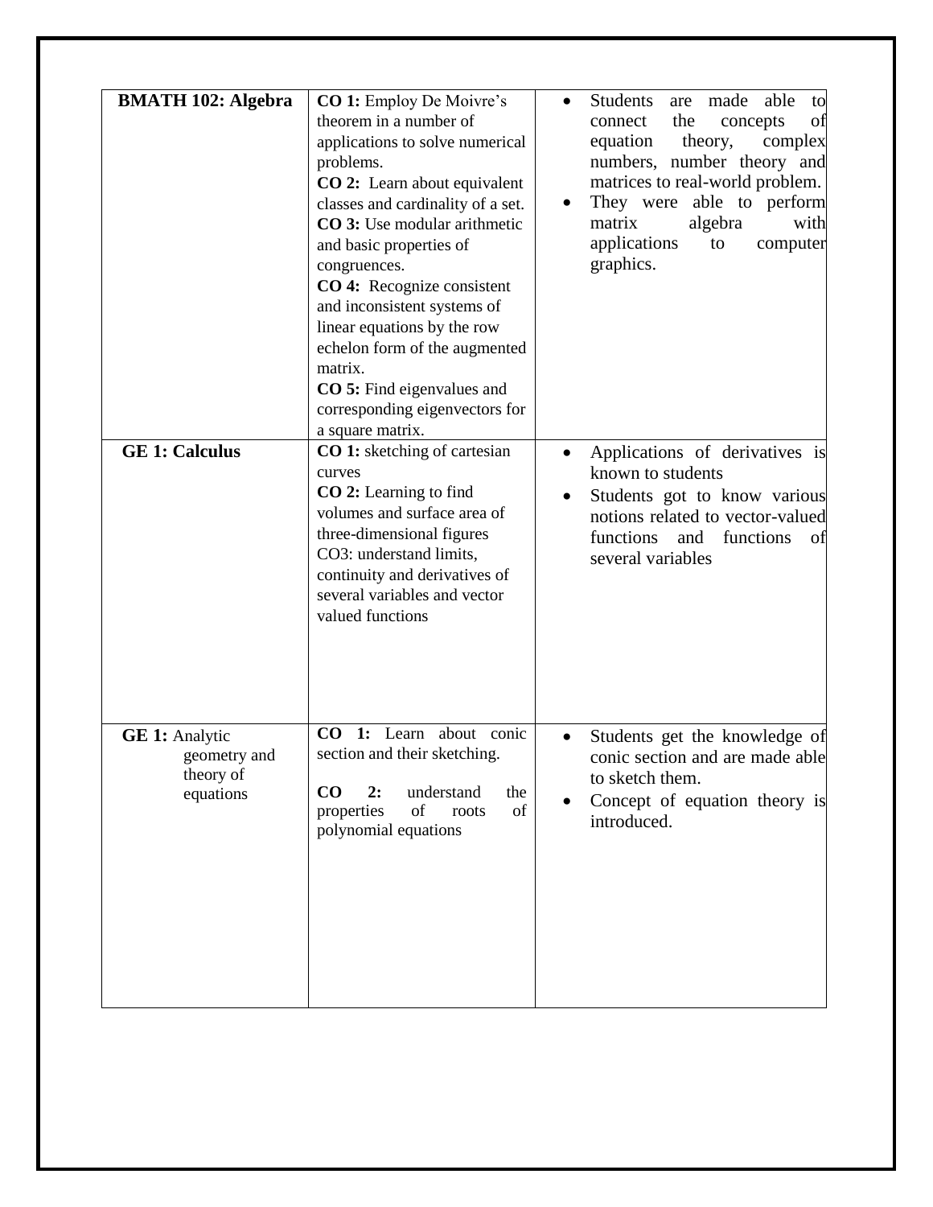| | | |
|---|---|---|
| **BMATH 102: Algebra** | **CO 1:** Employ De Moivre's theorem in a number of applications to solve numerical problems.<br>**CO 2:** Learn about equivalent classes and cardinality of a set.<br>**CO 3:** Use modular arithmetic and basic properties of congruences.<br>**CO 4:** Recognize consistent and inconsistent systems of linear equations by the row echelon form of the augmented matrix.<br>**CO 5:** Find eigenvalues and corresponding eigenvectors for a square matrix. | • Students are made able to connect the concepts of equation theory, complex numbers, number theory and matrices to real-world problem.<br>• They were able to perform matrix algebra with applications to computer graphics. |
| **GE 1: Calculus** | **CO 1:** sketching of cartesian curves<br>**CO 2:** Learning to find volumes and surface area of three-dimensional figures<br>CO3: understand limits, continuity and derivatives of several variables and vector valued functions | • Applications of derivatives is known to students<br>• Students got to know various notions related to vector-valued functions and functions of several variables |
| **GE 1:** Analytic geometry and theory of equations | **CO 1:** Learn about conic section and their sketching.<br>**CO 2:** understand the properties of roots of polynomial equations | • Students get the knowledge of conic section and are made able to sketch them.<br>• Concept of equation theory is introduced. |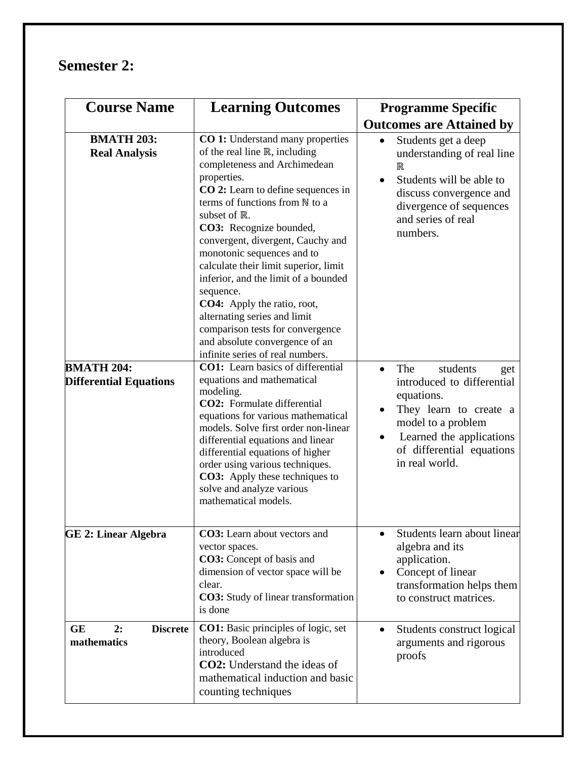## Semester 2:

| Course Name | Learning Outcomes | Programme Specific Outcomes are Attained by |
|---|---|---|
| **BMATH 203: Real Analysis** | **CO 1:** Understand many properties of the real line ℝ, including completeness and Archimedean properties. **CO 2:** Learn to define sequences in terms of functions from ℕ to a subset of ℝ. **CO3:** Recognize bounded, convergent, divergent, Cauchy and monotonic sequences and to calculate their limit superior, limit inferior, and the limit of a bounded sequence. **CO4:** Apply the ratio, root, alternating series and limit comparison tests for convergence and absolute convergence of an infinite series of real numbers. | • Students get a deep understanding of real line ℝ<br>• Students will be able to discuss convergence and divergence of sequences and series of real numbers. |
| **BMATH 204: Differential Equations** | **CO1:** Learn basics of differential equations and mathematical modeling. **CO2:** Formulate differential equations for various mathematical models. Solve first order non-linear differential equations and linear differential equations of higher order using various techniques. **CO3:** Apply these techniques to solve and analyze various mathematical models. | • The students get introduced to differential equations.<br>• They learn to create a model to a problem<br>• Learned the applications of differential equations in real world. |
| **GE 2: Linear Algebra** | **CO3:** Learn about vectors and vector spaces. **CO3:** Concept of basis and dimension of vector space will be clear. **CO3:** Study of linear transformation is done | • Students learn about linear algebra and its application.<br>• Concept of linear transformation helps them to construct matrices. |
| **GE 2: Discrete mathematics** | **CO1:** Basic principles of logic, set theory, Boolean algebra is introduced **CO2:** Understand the ideas of mathematical induction and basic counting techniques | • Students construct logical arguments and rigorous proofs |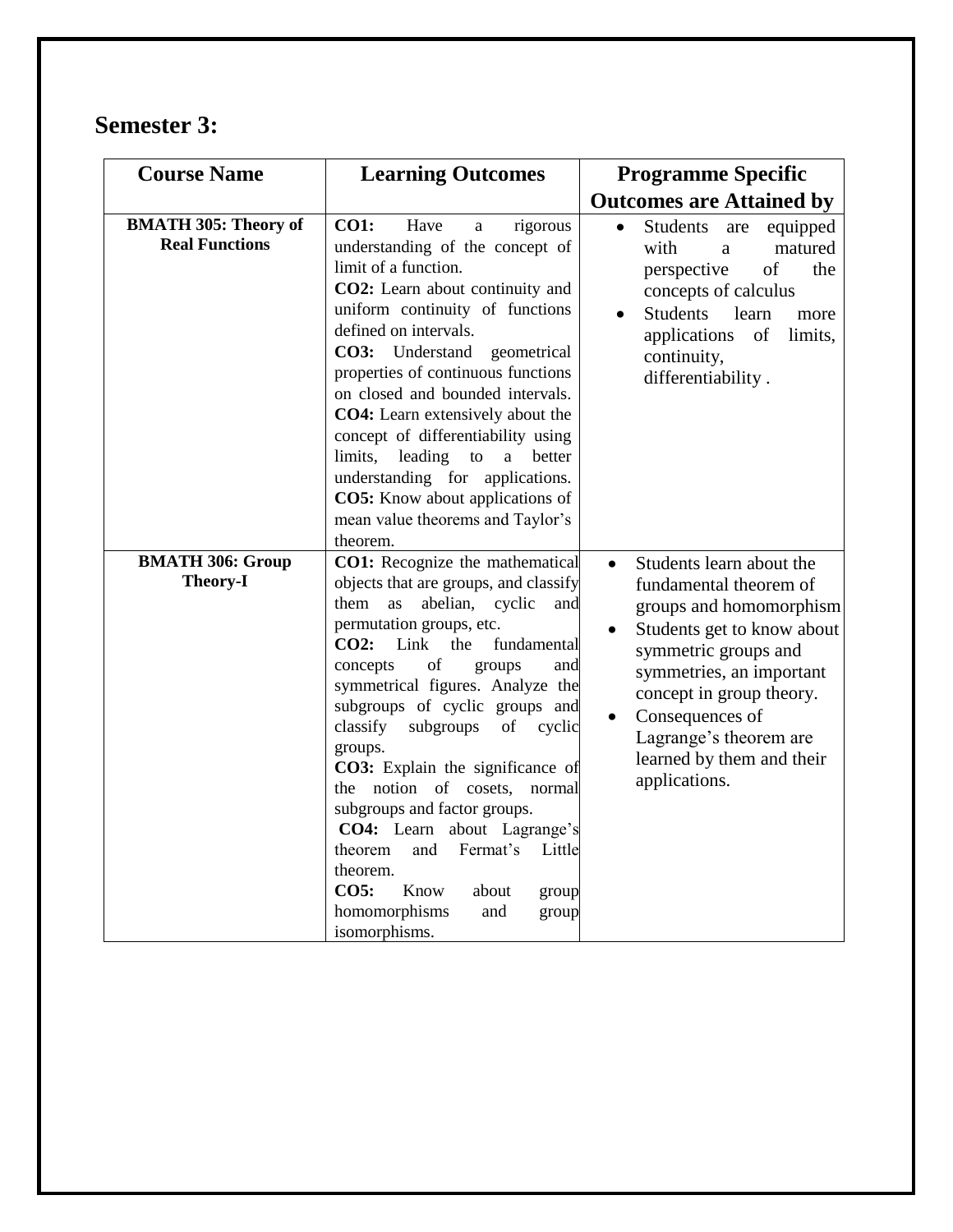## Semester 3:

| Course Name | Learning Outcomes | Programme Specific Outcomes are Attained by |
|---|---|---|
| **BMATH 305: Theory of Real Functions** | **CO1:** Have a rigorous understanding of the concept of limit of a function.<br>**CO2:** Learn about continuity and uniform continuity of functions defined on intervals.<br>**CO3:** Understand geometrical properties of continuous functions on closed and bounded intervals.<br>**CO4:** Learn extensively about the concept of differentiability using limits, leading to a better understanding for applications.<br>**CO5:** Know about applications of mean value theorems and Taylor's theorem. | • Students are equipped with a matured perspective of the concepts of calculus<br>• Students learn more applications of limits, continuity, differentiability . |
| **BMATH 306: Group Theory-I** | **CO1:** Recognize the mathematical objects that are groups, and classify them as abelian, cyclic and permutation groups, etc.<br>**CO2:** Link the fundamental concepts of groups and symmetrical figures. Analyze the subgroups of cyclic groups and classify subgroups of cyclic groups.<br>**CO3:** Explain the significance of the notion of cosets, normal subgroups and factor groups.<br>**CO4:** Learn about Lagrange's theorem and Fermat's Little theorem.<br>**CO5:** Know about group homomorphisms and group isomorphisms. | • Students learn about the fundamental theorem of groups and homomorphism<br>• Students get to know about symmetric groups and symmetries, an important concept in group theory.<br>• Consequences of Lagrange's theorem are learned by them and their applications. |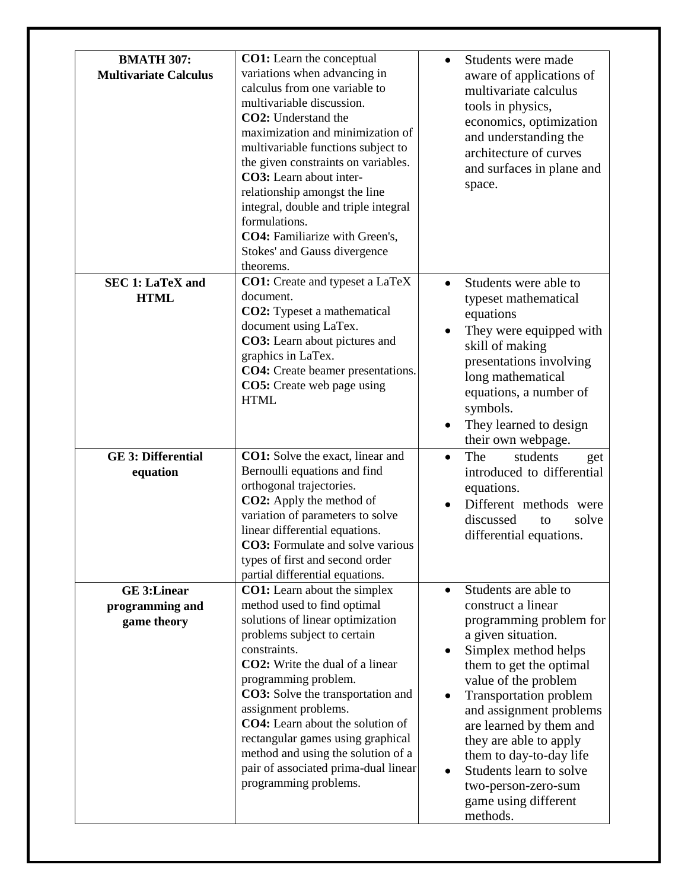| **BMATH 307: Multivariate Calculus** | **CO1:** Learn the conceptual variations when advancing in calculus from one variable to multivariable discussion.<br>**CO2:** Understand the maximization and minimization of multivariable functions subject to the given constraints on variables.<br>**CO3:** Learn about inter-relationship amongst the line integral, double and triple integral formulations.<br>**CO4:** Familiarize with Green's, Stokes' and Gauss divergence theorems. | • Students were made aware of applications of multivariate calculus tools in physics, economics, optimization and understanding the architecture of curves and surfaces in plane and space. |
|---|---|---|
| **SEC 1: LaTeX and HTML** | **CO1:** Create and typeset a LaTeX document.<br>**CO2:** Typeset a mathematical document using LaTex.<br>**CO3:** Learn about pictures and graphics in LaTex.<br>**CO4:** Create beamer presentations.<br>**CO5:** Create web page using HTML | • Students were able to typeset mathematical equations<br>• They were equipped with skill of making presentations involving long mathematical equations, a number of symbols.<br>• They learned to design their own webpage. |
| **GE 3: Differential equation** | **CO1:** Solve the exact, linear and Bernoulli equations and find orthogonal trajectories.<br>**CO2:** Apply the method of variation of parameters to solve linear differential equations.<br>**CO3:** Formulate and solve various types of first and second order partial differential equations. | • The students get introduced to differential equations.<br>• Different methods were discussed to solve differential equations. |
| **GE 3:Linear programming and game theory** | **CO1:** Learn about the simplex method used to find optimal solutions of linear optimization problems subject to certain constraints.<br>**CO2:** Write the dual of a linear programming problem.<br>**CO3:** Solve the transportation and assignment problems.<br>**CO4:** Learn about the solution of rectangular games using graphical method and using the solution of a pair of associated prima-dual linear programming problems. | • Students are able to construct a linear programming problem for a given situation.<br>• Simplex method helps them to get the optimal value of the problem<br>• Transportation problem and assignment problems are learned by them and they are able to apply them to day-to-day life<br>• Students learn to solve two-person-zero-sum game using different methods. |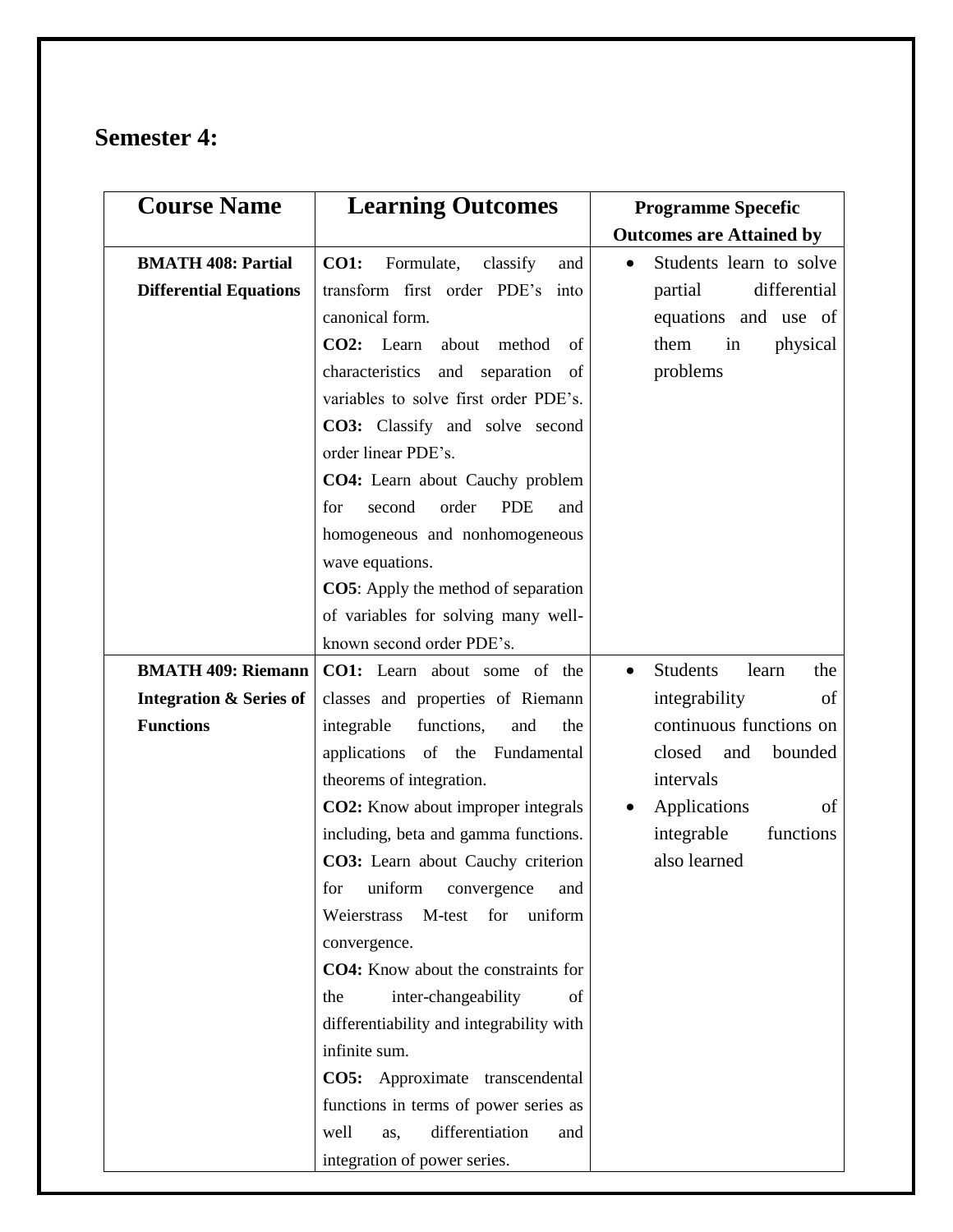## Semester 4:

| Course Name | Learning Outcomes | Programme Specefic Outcomes are Attained by |
|---|---|---|
| **BMATH 408: Partial Differential Equations** | **CO1:** Formulate, classify and transform first order PDE's into canonical form.<br>**CO2:** Learn about method of characteristics and separation of variables to solve first order PDE's.<br>**CO3:** Classify and solve second order linear PDE's.<br>**CO4:** Learn about Cauchy problem for second order PDE and homogeneous and nonhomogeneous wave equations.<br>**CO5**: Apply the method of separation of variables for solving many well-known second order PDE's. | • Students learn to solve partial differential equations and use of them in physical problems |
| **BMATH 409: Riemann Integration & Series of Functions** | **CO1:** Learn about some of the classes and properties of Riemann integrable functions, and the applications of the Fundamental theorems of integration.<br>**CO2:** Know about improper integrals including, beta and gamma functions.<br>**CO3:** Learn about Cauchy criterion for uniform convergence and Weierstrass M-test for uniform convergence.<br>**CO4:** Know about the constraints for the inter-changeability of differentiability and integrability with infinite sum.<br>**CO5:** Approximate transcendental functions in terms of power series as well as, differentiation and integration of power series. | • Students learn the integrability of continuous functions on closed and bounded intervals<br>• Applications of integrable functions also learned |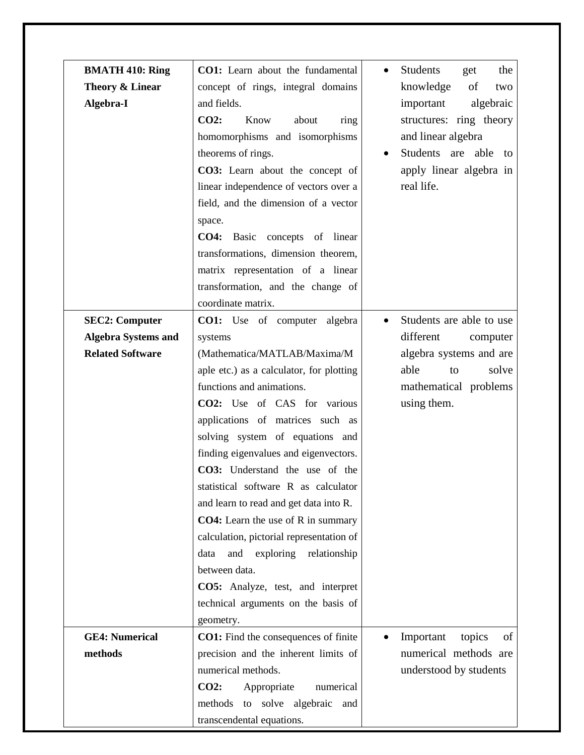| | | |
|---|---|---|
| **BMATH 410: Ring Theory & Linear Algebra-I** | **CO1:** Learn about the fundamental concept of rings, integral domains and fields.<br>**CO2:** Know about ring homomorphisms and isomorphisms theorems of rings.<br>**CO3:** Learn about the concept of linear independence of vectors over a field, and the dimension of a vector space.<br>**CO4:** Basic concepts of linear transformations, dimension theorem, matrix representation of a linear transformation, and the change of coordinate matrix. | • Students get the knowledge of two important algebraic structures: ring theory and linear algebra<br>• Students are able to apply linear algebra in real life. |
| **SEC2: Computer Algebra Systems and Related Software** | **CO1:** Use of computer algebra systems (Mathematica/MATLAB/Maxima/Maple etc.) as a calculator, for plotting functions and animations.<br>**CO2:** Use of CAS for various applications of matrices such as solving system of equations and finding eigenvalues and eigenvectors.<br>**CO3:** Understand the use of the statistical software R as calculator and learn to read and get data into R.<br>**CO4:** Learn the use of R in summary calculation, pictorial representation of data and exploring relationship between data.<br>**CO5:** Analyze, test, and interpret technical arguments on the basis of geometry. | • Students are able to use different computer algebra systems and are able to solve mathematical problems using them. |
| **GE4: Numerical methods** | **CO1:** Find the consequences of finite precision and the inherent limits of numerical methods.<br>**CO2:** Appropriate numerical methods to solve algebraic and transcendental equations. | • Important topics of numerical methods are understood by students |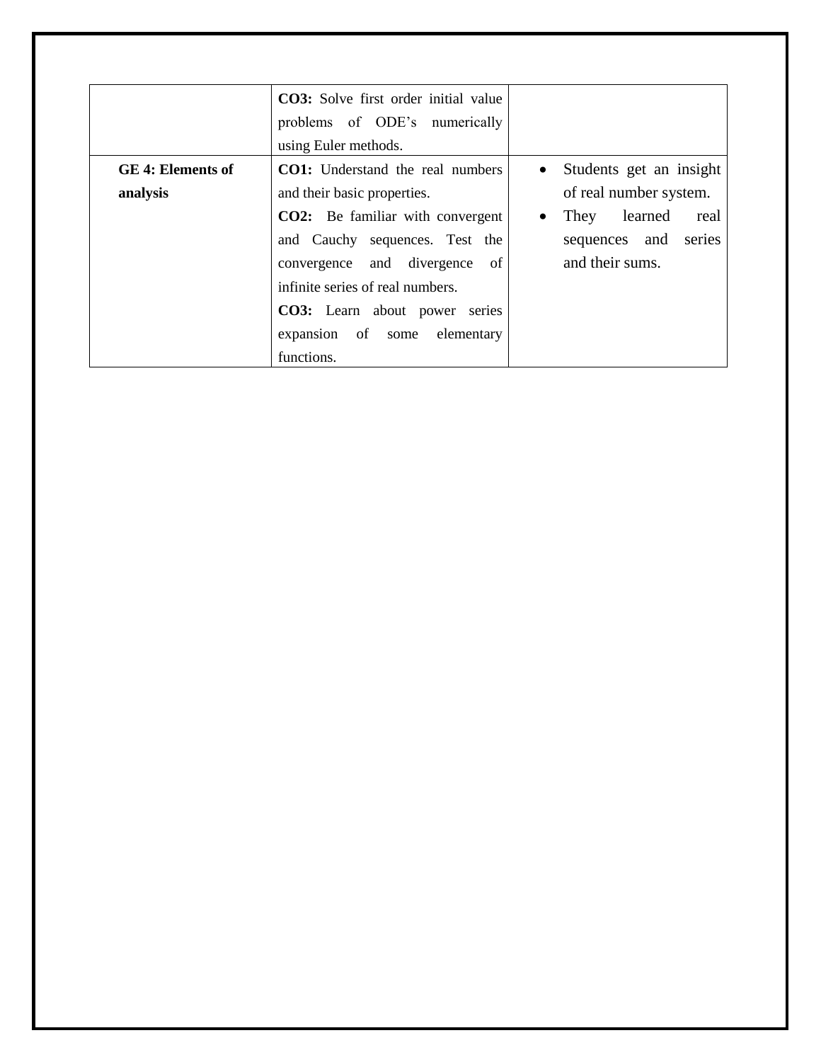| | | |
|---|---|---|
| | **CO3:** Solve first order initial value problems of ODE's numerically using Euler methods. | |
| **GE 4: Elements of analysis** | **CO1:** Understand the real numbers and their basic properties.<br>**CO2:** Be familiar with convergent and Cauchy sequences. Test the convergence and divergence of infinite series of real numbers.<br>**CO3:** Learn about power series expansion of some elementary functions. | • Students get an insight of real number system.<br>• They learned real sequences and series and their sums. |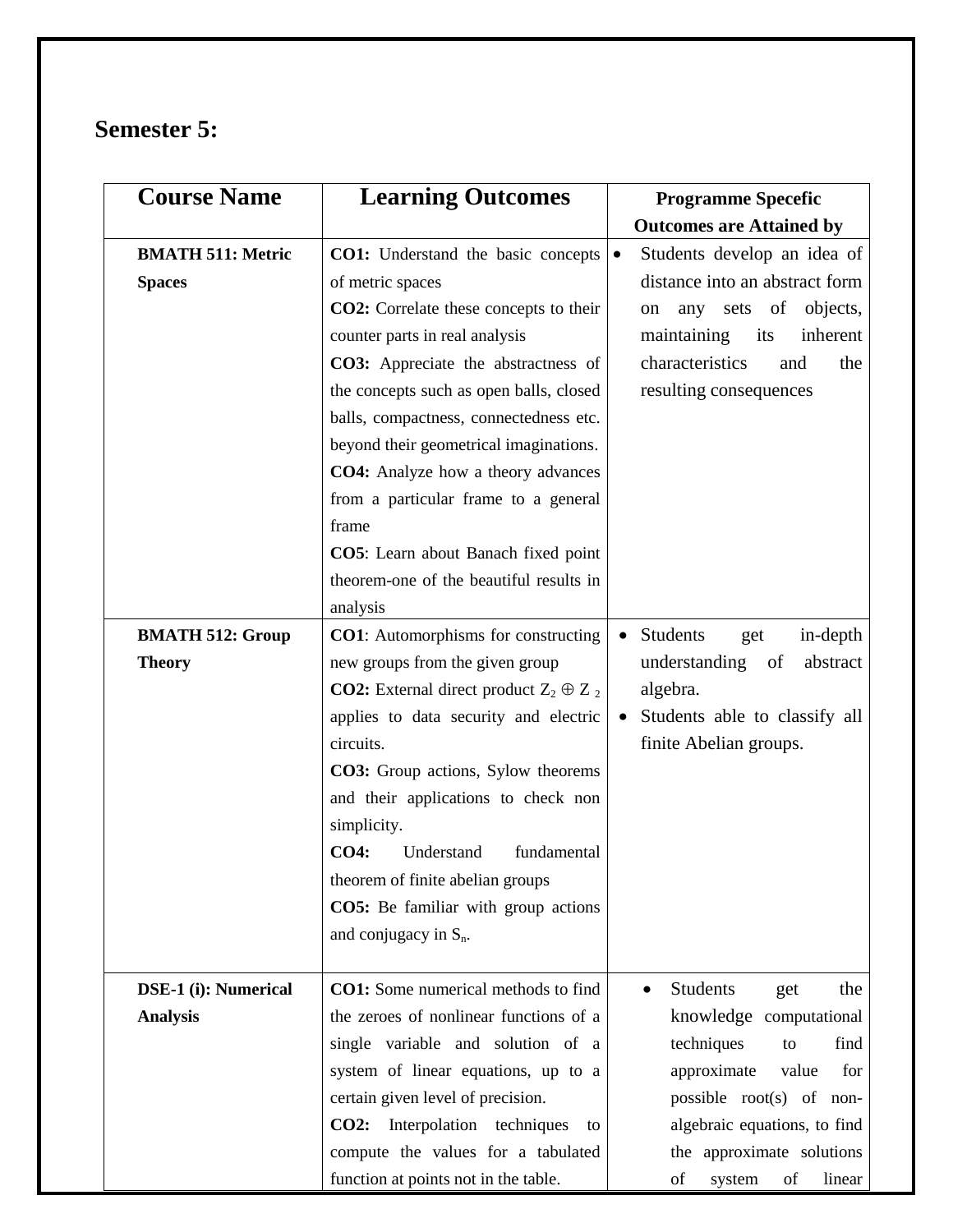## Semester 5:

| Course Name | Learning Outcomes | Programme Specefic Outcomes are Attained by |
|---|---|---|
| **BMATH 511: Metric Spaces** | **CO1:** Understand the basic concepts of metric spaces<br>**CO2:** Correlate these concepts to their counter parts in real analysis<br>**CO3:** Appreciate the abstractness of the concepts such as open balls, closed balls, compactness, connectedness etc. beyond their geometrical imaginations.<br>**CO4:** Analyze how a theory advances from a particular frame to a general frame<br>**CO5**: Learn about Banach fixed point theorem-one of the beautiful results in analysis | • Students develop an idea of distance into an abstract form on any sets of objects, maintaining its inherent characteristics and the resulting consequences |
| **BMATH 512: Group Theory** | **CO1**: Automorphisms for constructing new groups from the given group<br>**CO2:** External direct product $Z_2 \oplus Z_2$ applies to data security and electric circuits.<br>**CO3:** Group actions, Sylow theorems and their applications to check non simplicity.<br>**CO4:** Understand fundamental theorem of finite abelian groups<br>**CO5:** Be familiar with group actions and conjugacy in $S_n$. | • Students get in-depth understanding of abstract algebra.<br>• Students able to classify all finite Abelian groups. |
| **DSE-1 (i): Numerical Analysis** | **CO1:** Some numerical methods to find the zeroes of nonlinear functions of a single variable and solution of a system of linear equations, up to a certain given level of precision.<br>**CO2:** Interpolation techniques to compute the values for a tabulated function at points not in the table. | • Students get the knowledge computational techniques to find approximate value for possible root(s) of non-algebraic equations, to find the approximate solutions of system of linear |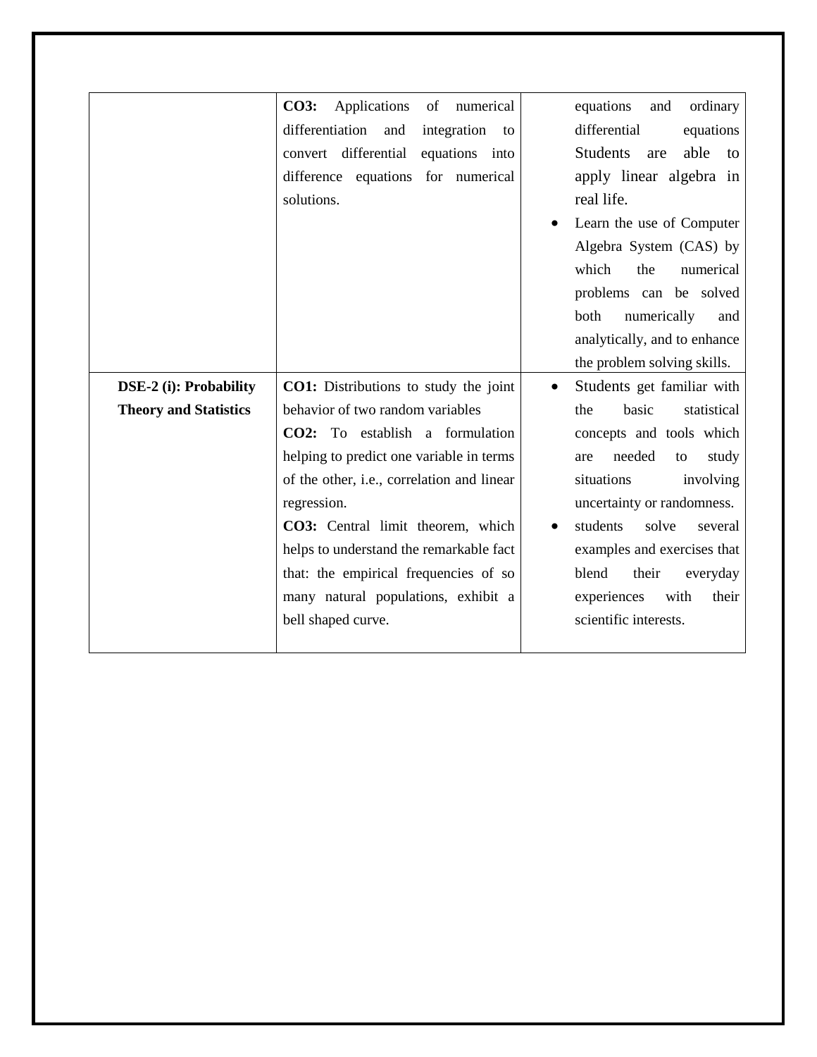| | | |
|---|---|---|
| | **CO3:** Applications of numerical differentiation and integration to convert differential equations into difference equations for numerical solutions. | equations and ordinary differential equations Students are able to apply linear algebra in real life.<br>• Learn the use of Computer Algebra System (CAS) by which the numerical problems can be solved both numerically and analytically, and to enhance the problem solving skills. |
| **DSE-2 (i): Probability Theory and Statistics** | **CO1:** Distributions to study the joint behavior of two random variables<br>**CO2:** To establish a formulation helping to predict one variable in terms of the other, i.e., correlation and linear regression.<br>**CO3:** Central limit theorem, which helps to understand the remarkable fact that: the empirical frequencies of so many natural populations, exhibit a bell shaped curve. | • Students get familiar with the basic statistical concepts and tools which are needed to study situations involving uncertainty or randomness.<br>• students solve several examples and exercises that blend their everyday experiences with their scientific interests. |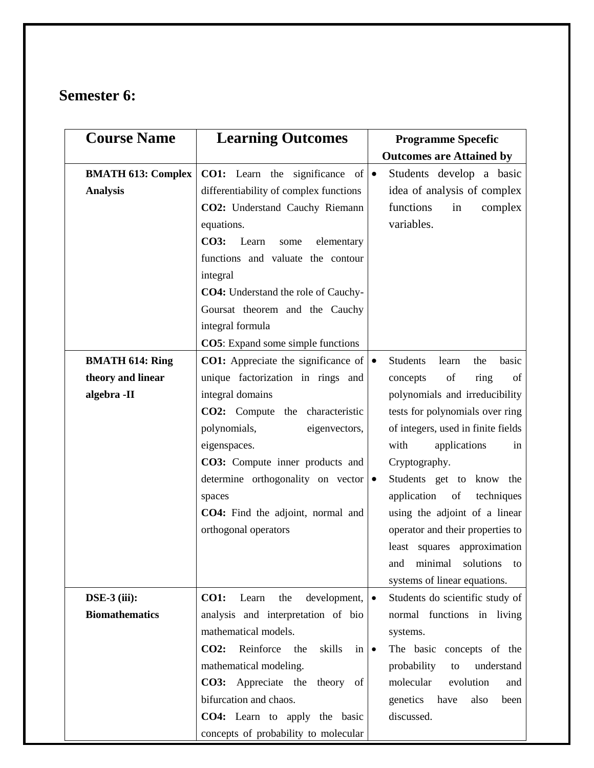## Semester 6:

| Course Name | Learning Outcomes | Programme Specefic Outcomes are Attained by |
|---|---|---|
| **BMATH 613: Complex Analysis** | **CO1:** Learn the significance of differentiability of complex functions<br>**CO2:** Understand Cauchy Riemann equations.<br>**CO3:** Learn some elementary functions and valuate the contour integral<br>**CO4:** Understand the role of Cauchy-Goursat theorem and the Cauchy integral formula<br>**CO5**: Expand some simple functions | • Students develop a basic idea of analysis of complex functions in complex variables. |
| **BMATH 614: Ring theory and linear algebra -II** | **CO1:** Appreciate the significance of unique factorization in rings and integral domains<br>**CO2:** Compute the characteristic polynomials, eigenvectors, eigenspaces.<br>**CO3:** Compute inner products and determine orthogonality on vector spaces<br>**CO4:** Find the adjoint, normal and orthogonal operators | • Students learn the basic concepts of ring of polynomials and irreducibility tests for polynomials over ring of integers, used in finite fields with applications in Cryptography.<br>• Students get to know the application of techniques using the adjoint of a linear operator and their properties to least squares approximation and minimal solutions to systems of linear equations. |
| **DSE-3 (iii): Biomathematics** | **CO1:** Learn the development, analysis and interpretation of bio mathematical models.<br>**CO2:** Reinforce the skills in mathematical modeling.<br>**CO3:** Appreciate the theory of bifurcation and chaos.<br>**CO4:** Learn to apply the basic concepts of probability to molecular | • Students do scientific study of normal functions in living systems.<br>• The basic concepts of the probability to understand molecular evolution and genetics have also been discussed. |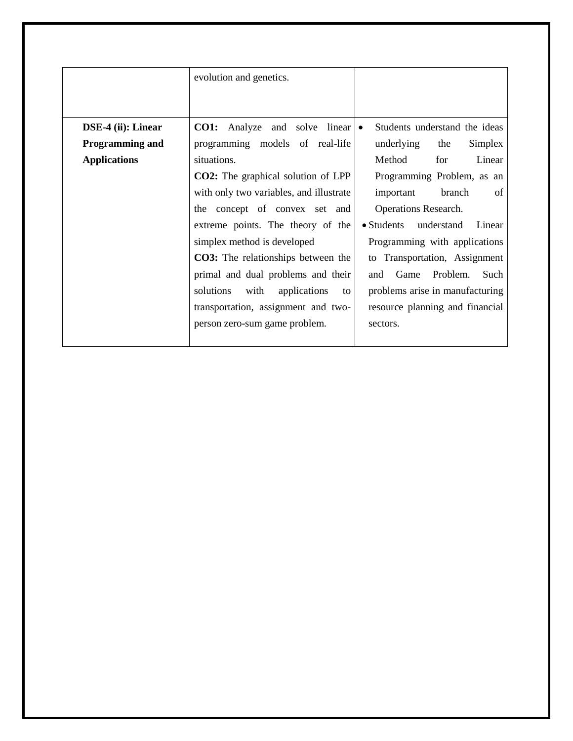| | | |
|---|---|---|
| | evolution and genetics. | |
| **DSE-4 (ii): Linear Programming and Applications** | **CO1:** Analyze and solve linear programming models of real-life situations.<br>**CO2:** The graphical solution of LPP with only two variables, and illustrate the concept of convex set and extreme points. The theory of the simplex method is developed<br>**CO3:** The relationships between the primal and dual problems and their solutions with applications to transportation, assignment and two-person zero-sum game problem. | • Students understand the ideas underlying the Simplex Method for Linear Programming Problem, as an important branch of Operations Research.<br>• Students understand Linear Programming with applications to Transportation, Assignment and Game Problem. Such problems arise in manufacturing resource planning and financial sectors. |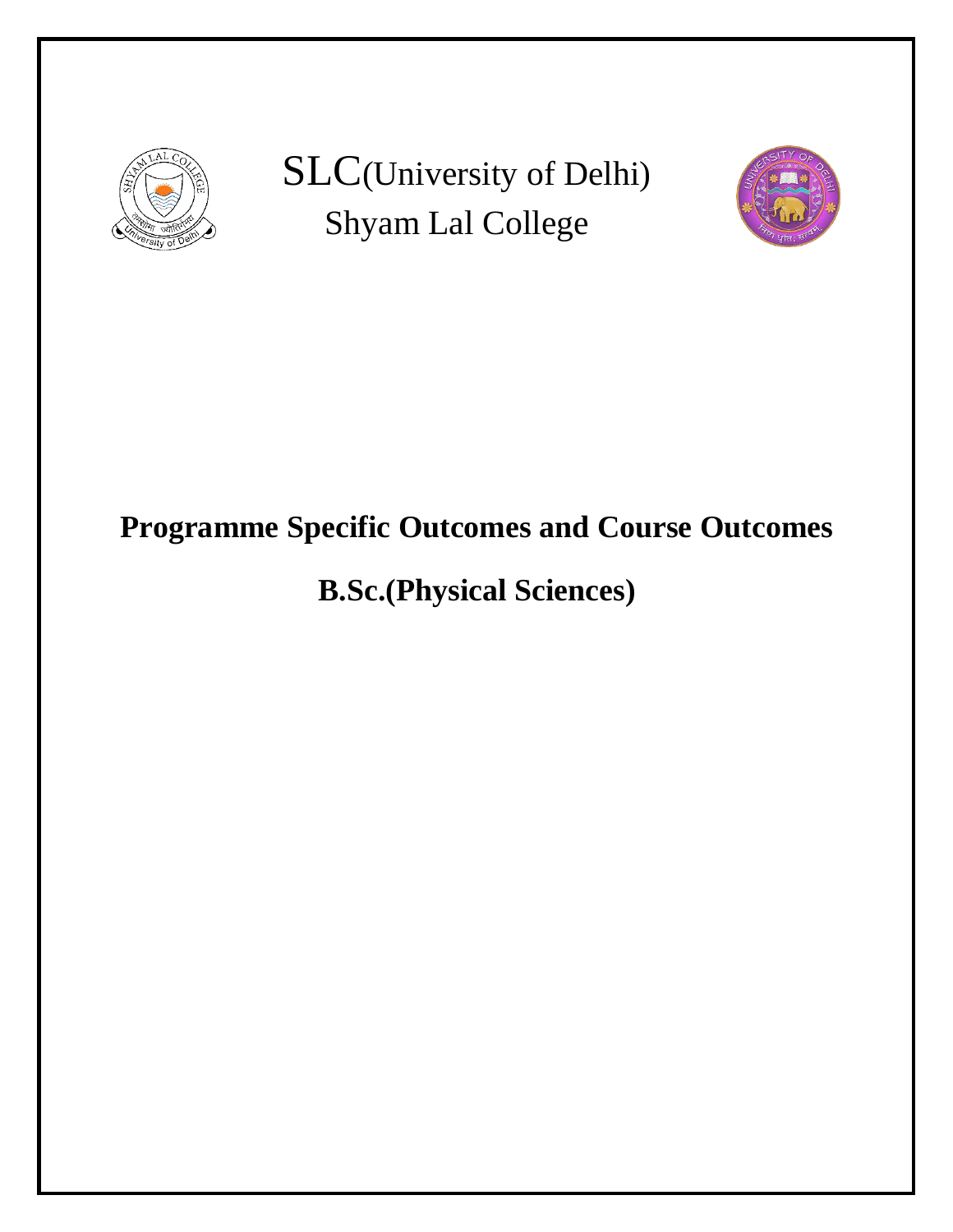SLC(University of Delhi)

Shyam Lal College

# Programme Specific Outcomes and Course Outcomes

# B.Sc.(Physical Sciences)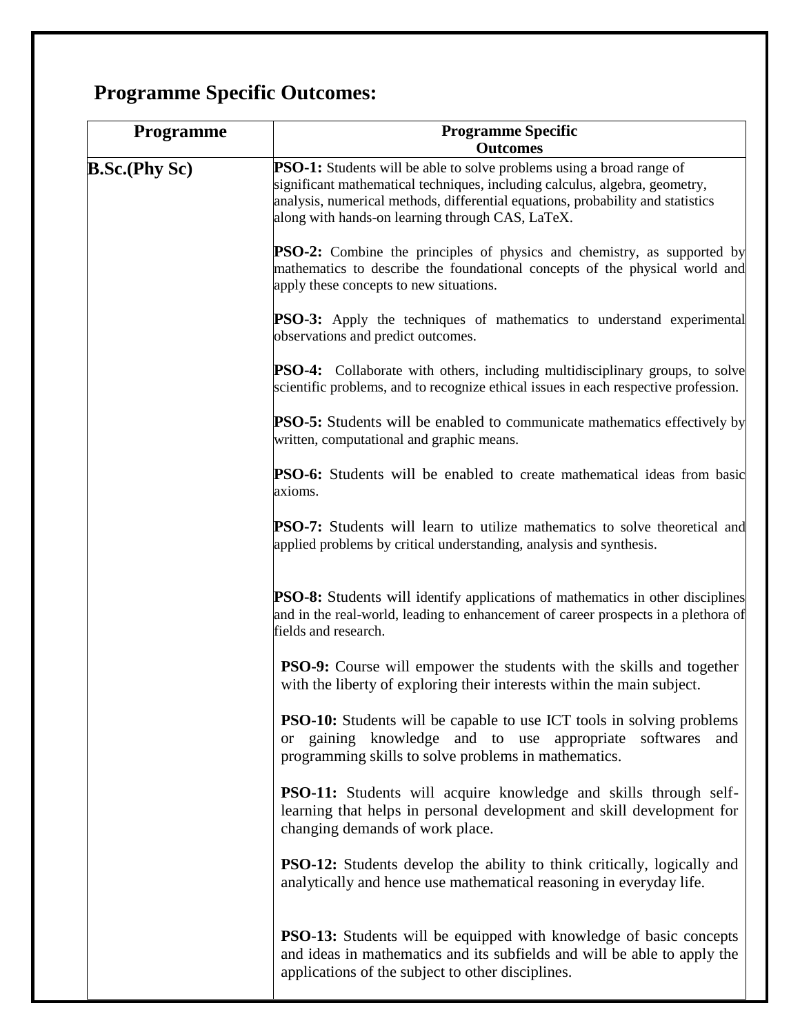## Programme Specific Outcomes:

| Programme | Programme Specific Outcomes |
|---|---|
| **B.Sc.(Phy Sc)** | **PSO-1:** Students will be able to solve problems using a broad range of significant mathematical techniques, including calculus, algebra, geometry, analysis, numerical methods, differential equations, probability and statistics along with hands-on learning through CAS, LaTeX.<br><br>**PSO-2:** Combine the principles of physics and chemistry, as supported by mathematics to describe the foundational concepts of the physical world and apply these concepts to new situations.<br><br>**PSO-3:** Apply the techniques of mathematics to understand experimental observations and predict outcomes.<br><br>**PSO-4:** Collaborate with others, including multidisciplinary groups, to solve scientific problems, and to recognize ethical issues in each respective profession.<br><br>**PSO-5:** Students will be enabled to communicate mathematics effectively by written, computational and graphic means.<br><br>**PSO-6:** Students will be enabled to create mathematical ideas from basic axioms.<br><br>**PSO-7:** Students will learn to utilize mathematics to solve theoretical and applied problems by critical understanding, analysis and synthesis.<br><br>**PSO-8:** Students will identify applications of mathematics in other disciplines and in the real-world, leading to enhancement of career prospects in a plethora of fields and research.<br><br>**PSO-9:** Course will empower the students with the skills and together with the liberty of exploring their interests within the main subject.<br><br>**PSO-10:** Students will be capable to use ICT tools in solving problems or gaining knowledge and to use appropriate softwares and programming skills to solve problems in mathematics.<br><br>**PSO-11:** Students will acquire knowledge and skills through self-learning that helps in personal development and skill development for changing demands of work place.<br><br>**PSO-12:** Students develop the ability to think critically, logically and analytically and hence use mathematical reasoning in everyday life.<br><br>**PSO-13:** Students will be equipped with knowledge of basic concepts and ideas in mathematics and its subfields and will be able to apply the applications of the subject to other disciplines. |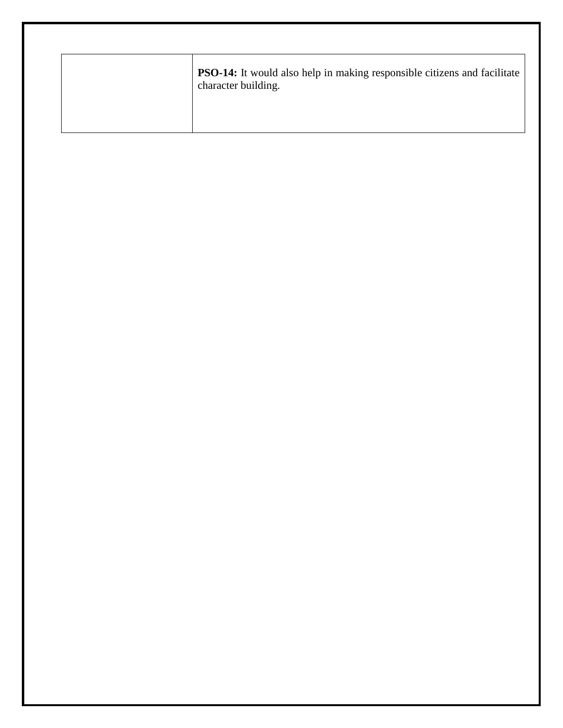|  | **PSO-14:** It would also help in making responsible citizens and facilitate character building. |
|---|---|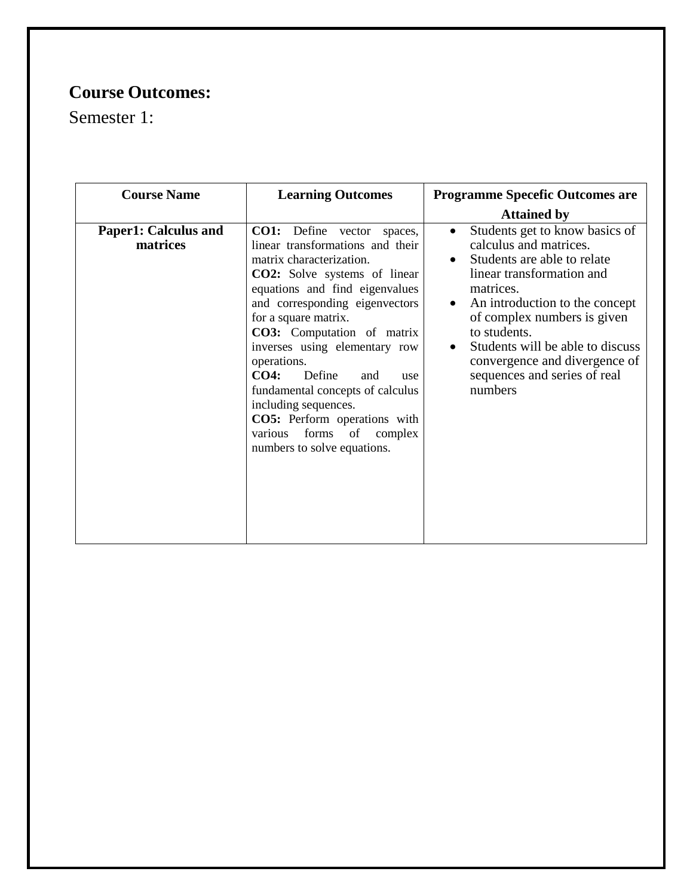## Course Outcomes:

Semester 1:

| Course Name | Learning Outcomes | Programme Specefic Outcomes are Attained by |
|---|---|---|
| **Paper1: Calculus and matrices** | **CO1:** Define vector spaces, linear transformations and their matrix characterization.<br>**CO2:** Solve systems of linear equations and find eigenvalues and corresponding eigenvectors for a square matrix.<br>**CO3:** Computation of matrix inverses using elementary row operations.<br>**CO4:** Define and use fundamental concepts of calculus including sequences.<br>**CO5:** Perform operations with various forms of complex numbers to solve equations. | • Students get to know basics of calculus and matrices.<br>• Students are able to relate linear transformation and matrices.<br>• An introduction to the concept of complex numbers is given to students.<br>• Students will be able to discuss convergence and divergence of sequences and series of real numbers |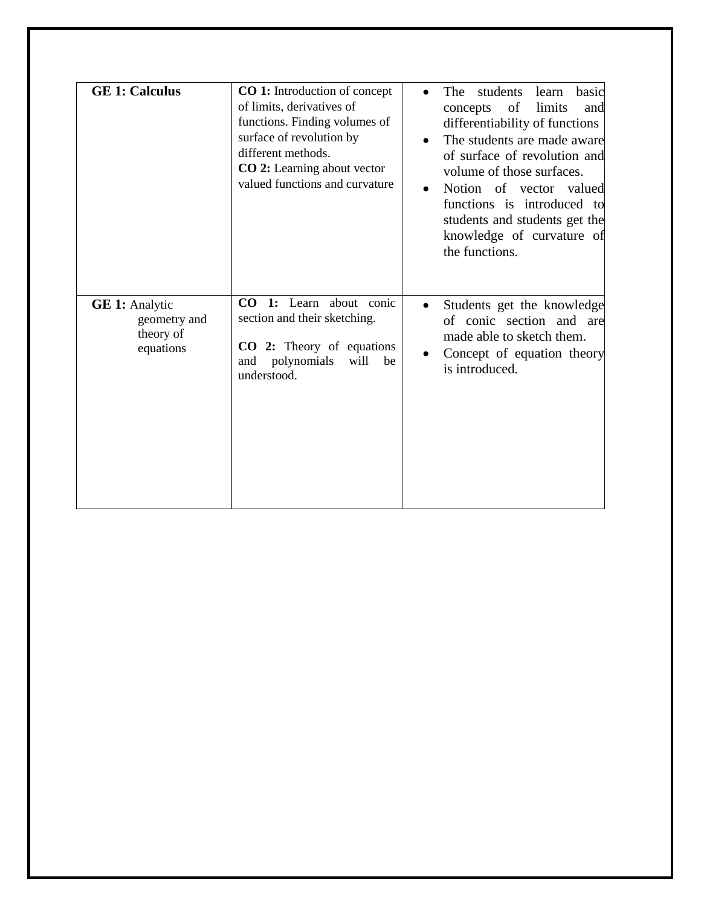| **GE 1: Calculus** | **CO 1:** Introduction of concept of limits, derivatives of functions. Finding volumes of surface of revolution by different methods.<br>**CO 2:** Learning about vector valued functions and curvature | • The students learn basic concepts of limits and differentiability of functions<br>• The students are made aware of surface of revolution and volume of those surfaces.<br>• Notion of vector valued functions is introduced to students and students get the knowledge of curvature of the functions. |
|---|---|---|
| **GE 1:** Analytic geometry and theory of equations | **CO 1:** Learn about conic section and their sketching.<br><br>**CO 2:** Theory of equations and polynomials will be understood. | • Students get the knowledge of conic section and are made able to sketch them.<br>• Concept of equation theory is introduced. |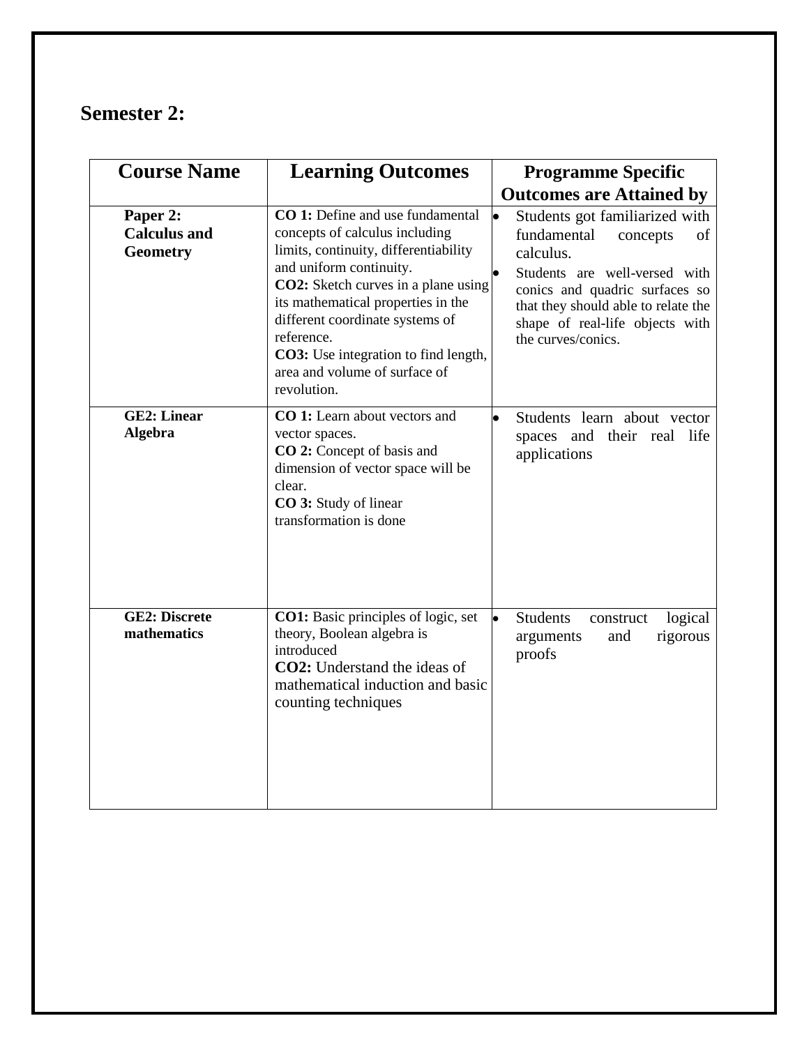## Semester 2:

| Course Name | Learning Outcomes | Programme Specific Outcomes are Attained by |
|---|---|---|
| **Paper 2: Calculus and Geometry** | **CO 1:** Define and use fundamental concepts of calculus including limits, continuity, differentiability and uniform continuity.<br>**CO2:** Sketch curves in a plane using its mathematical properties in the different coordinate systems of reference.<br>**CO3:** Use integration to find length, area and volume of surface of revolution. | • Students got familiarized with fundamental concepts of calculus.<br>• Students are well-versed with conics and quadric surfaces so that they should able to relate the shape of real-life objects with the curves/conics. |
| **GE2: Linear Algebra** | **CO 1:** Learn about vectors and vector spaces.<br>**CO 2:** Concept of basis and dimension of vector space will be clear.<br>**CO 3:** Study of linear transformation is done | • Students learn about vector spaces and their real life applications |
| **GE2: Discrete mathematics** | **CO1:** Basic principles of logic, set theory, Boolean algebra is introduced<br>**CO2:** Understand the ideas of mathematical induction and basic counting techniques | • Students construct logical arguments and rigorous proofs |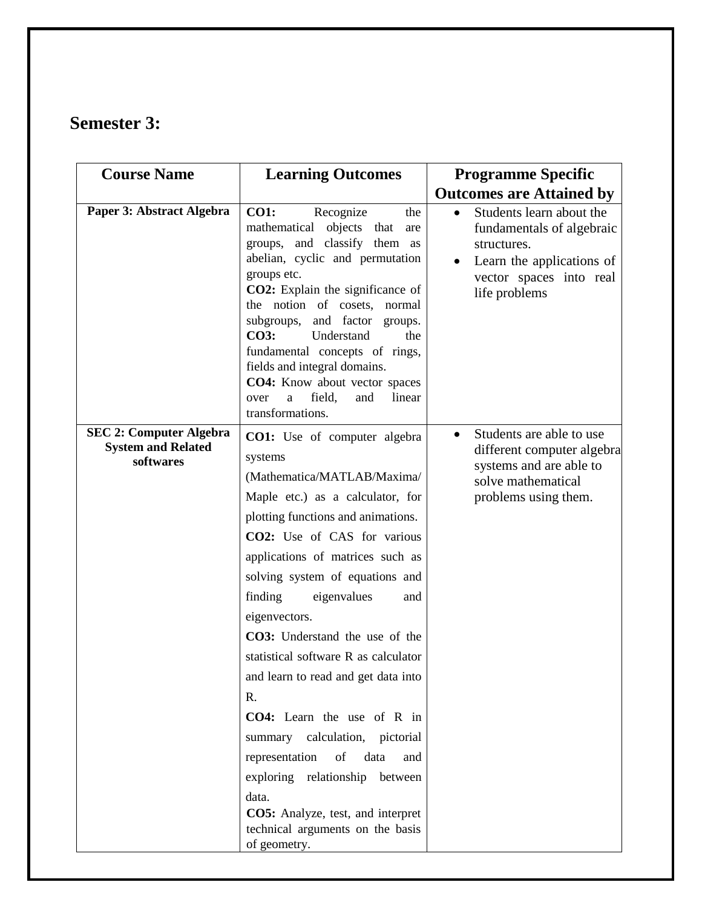## Semester 3:

| Course Name | Learning Outcomes | Programme Specific Outcomes are Attained by |
|---|---|---|
| **Paper 3: Abstract Algebra** | **CO1:** Recognize the mathematical objects that are groups, and classify them as abelian, cyclic and permutation groups etc.<br>**CO2:** Explain the significance of the notion of cosets, normal subgroups, and factor groups.<br>**CO3:** Understand the fundamental concepts of rings, fields and integral domains.<br>**CO4:** Know about vector spaces over a field, and linear transformations. | • Students learn about the fundamentals of algebraic structures.<br>• Learn the applications of vector spaces into real life problems |
| **SEC 2: Computer Algebra System and Related softwares** | **CO1:** Use of computer algebra systems (Mathematica/MATLAB/Maxima/Maple etc.) as a calculator, for plotting functions and animations.<br>**CO2:** Use of CAS for various applications of matrices such as solving system of equations and finding eigenvalues and eigenvectors.<br>**CO3:** Understand the use of the statistical software R as calculator and learn to read and get data into R.<br>**CO4:** Learn the use of R in summary calculation, pictorial representation of data and exploring relationship between data.<br>**CO5:** Analyze, test, and interpret technical arguments on the basis of geometry. | • Students are able to use different computer algebra systems and are able to solve mathematical problems using them. |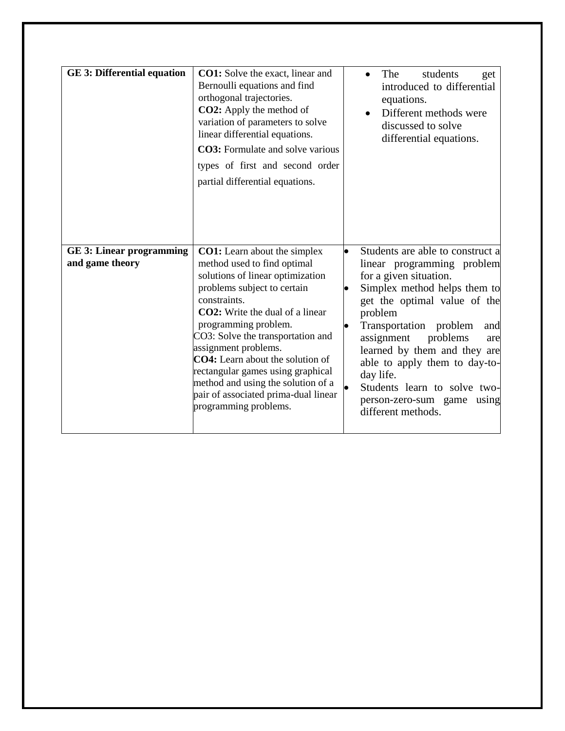| **GE 3: Differential equation** | **CO1:** Solve the exact, linear and Bernoulli equations and find orthogonal trajectories.<br>**CO2:** Apply the method of variation of parameters to solve linear differential equations.<br>**CO3:** Formulate and solve various types of first and second order partial differential equations. | • The students get introduced to differential equations.<br>• Different methods were discussed to solve differential equations. |
|---|---|---|
| **GE 3: Linear programming and game theory** | **CO1:** Learn about the simplex method used to find optimal solutions of linear optimization problems subject to certain constraints.<br>**CO2:** Write the dual of a linear programming problem.<br>CO3: Solve the transportation and assignment problems.<br>**CO4:** Learn about the solution of rectangular games using graphical method and using the solution of a pair of associated prima-dual linear programming problems. | • Students are able to construct a linear programming problem for a given situation.<br>• Simplex method helps them to get the optimal value of the problem<br>• Transportation problem and assignment problems are learned by them and they are able to apply them to day-to-day life.<br>• Students learn to solve two-person-zero-sum game using different methods. |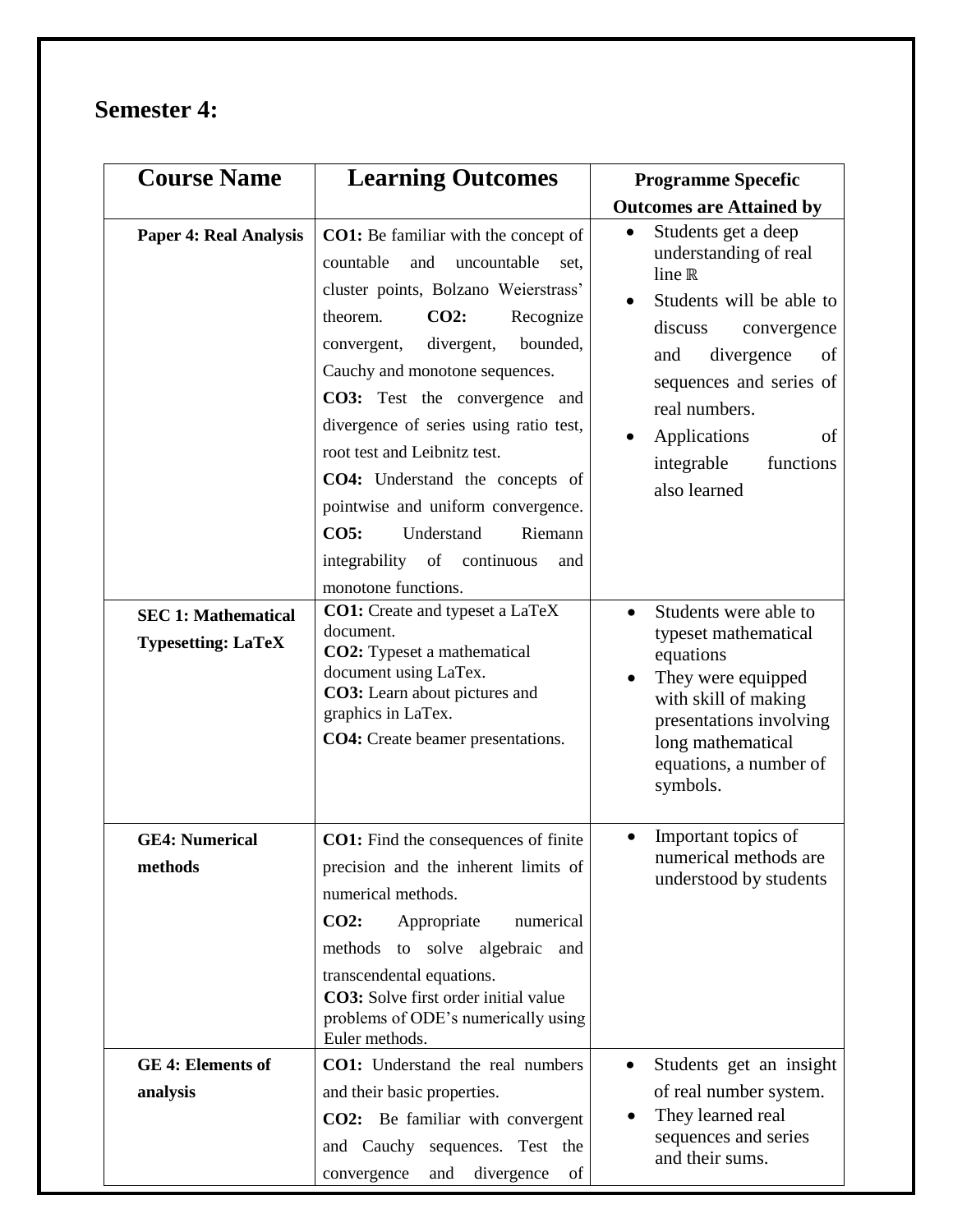## Semester 4:

| Course Name | Learning Outcomes | Programme Spececific Outcomes are Attained by |
|---|---|---|
| **Paper 4: Real Analysis** | **CO1:** Be familiar with the concept of countable and uncountable set, cluster points, Bolzano Weierstrass' theorem. **CO2:** Recognize convergent, divergent, bounded, Cauchy and monotone sequences. **CO3:** Test the convergence and divergence of series using ratio test, root test and Leibnitz test. **CO4:** Understand the concepts of pointwise and uniform convergence. **CO5:** Understand Riemann integrability of continuous and monotone functions. | • Students get a deep understanding of real line $\mathbb{R}$ • Students will be able to discuss convergence and divergence of sequences and series of real numbers. • Applications of integrable functions also learned |
| **SEC 1: Mathematical Typesetting: LaTeX** | **CO1:** Create and typeset a LaTeX document. **CO2:** Typeset a mathematical document using LaTex. **CO3:** Learn about pictures and graphics in LaTex. **CO4:** Create beamer presentations. | • Students were able to typeset mathematical equations • They were equipped with skill of making presentations involving long mathematical equations, a number of symbols. |
| **GE4: Numerical methods** | **CO1:** Find the consequences of finite precision and the inherent limits of numerical methods. **CO2:** Appropriate numerical methods to solve algebraic and transcendental equations. **CO3:** Solve first order initial value problems of ODE's numerically using Euler methods. | • Important topics of numerical methods are understood by students |
| **GE 4: Elements of analysis** | **CO1:** Understand the real numbers and their basic properties. **CO2:** Be familiar with convergent and Cauchy sequences. Test the convergence and divergence of | • Students get an insight of real number system. • They learned real sequences and series and their sums. |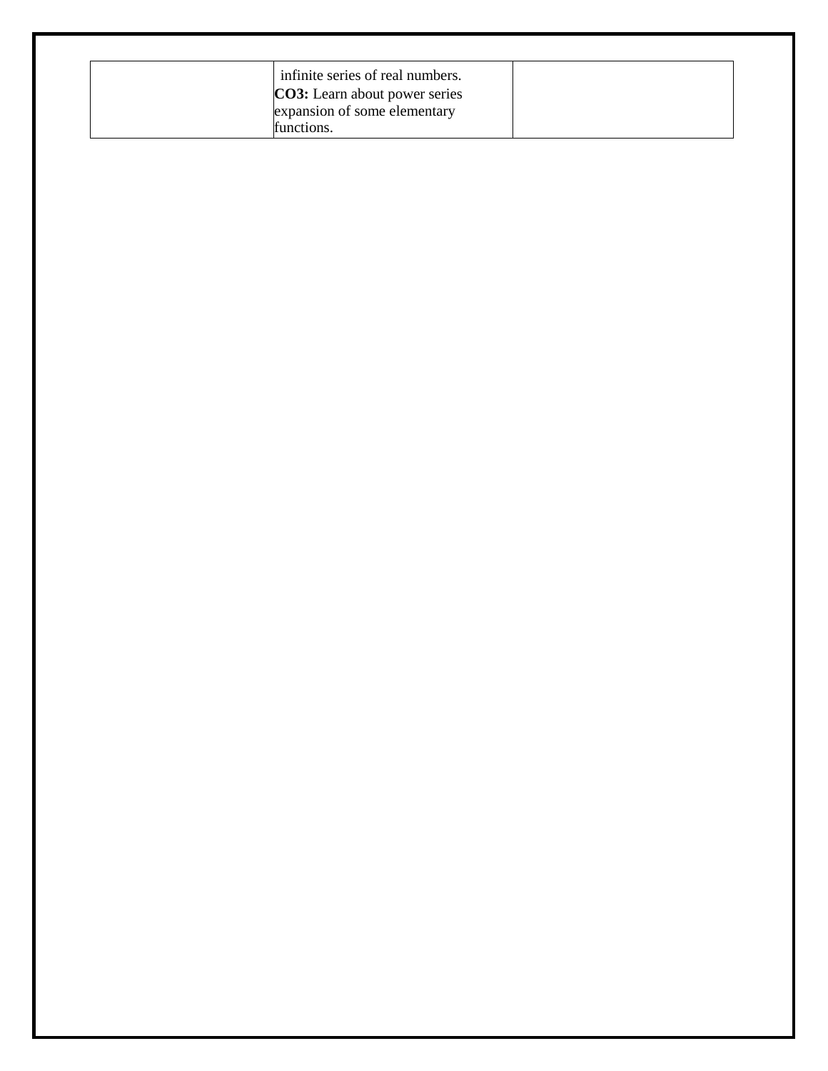| | | |
|---|---|---|
| | infinite series of real numbers.<br>**CO3:** Learn about power series expansion of some elementary functions. | |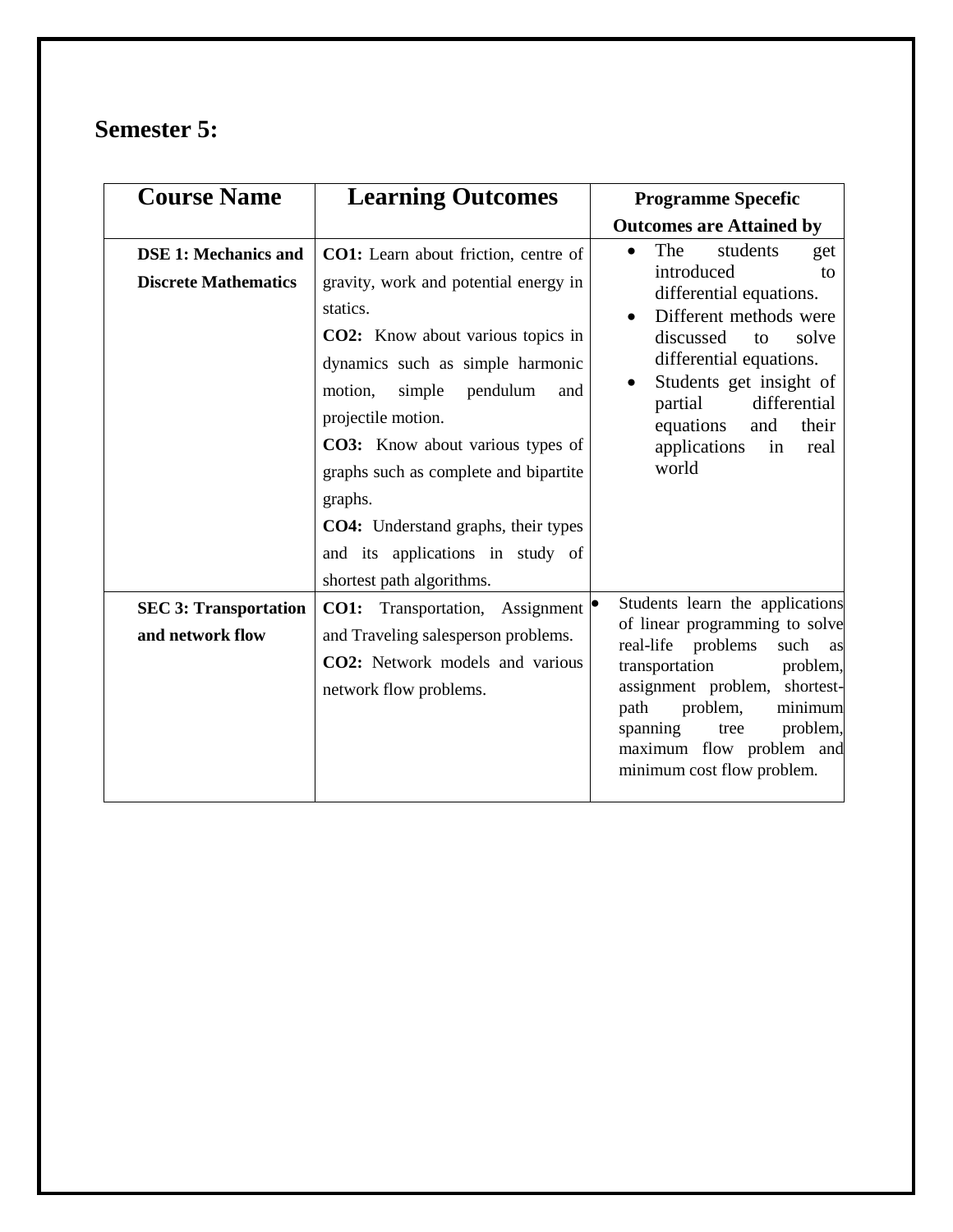## Semester 5:

| Course Name | Learning Outcomes | Programme Specefic Outcomes are Attained by |
|---|---|---|
| **DSE 1: Mechanics and Discrete Mathematics** | **CO1:** Learn about friction, centre of gravity, work and potential energy in statics.<br>**CO2:** Know about various topics in dynamics such as simple harmonic motion, simple pendulum and projectile motion.<br>**CO3:** Know about various types of graphs such as complete and bipartite graphs.<br>**CO4:** Understand graphs, their types and its applications in study of shortest path algorithms. | • The students get introduced to differential equations.<br>• Different methods were discussed to solve differential equations.<br>• Students get insight of partial differential equations and their applications in real world |
| **SEC 3: Transportation and network flow** | **CO1:** Transportation, Assignment and Traveling salesperson problems.<br>**CO2:** Network models and various network flow problems. | • Students learn the applications of linear programming to solve real-life problems such as transportation problem, assignment problem, shortest-path problem, minimum spanning tree problem, maximum flow problem and minimum cost flow problem. |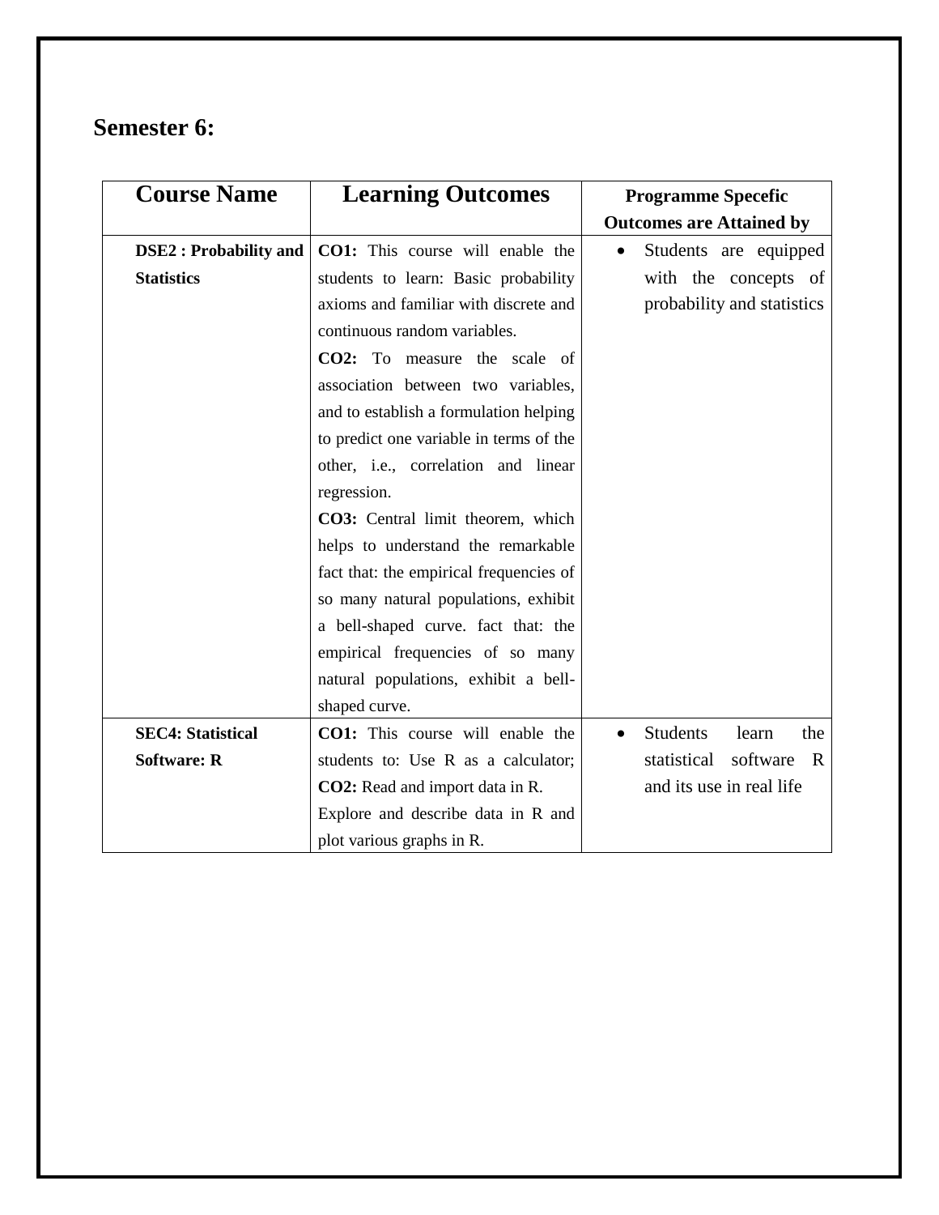## Semester 6:

| Course Name | Learning Outcomes | Programme Specefic Outcomes are Attained by |
|---|---|---|
| **DSE2 : Probability and Statistics** | **CO1:** This course will enable the students to learn: Basic probability axioms and familiar with discrete and continuous random variables.<br>**CO2:** To measure the scale of association between two variables, and to establish a formulation helping to predict one variable in terms of the other, i.e., correlation and linear regression.<br>**CO3:** Central limit theorem, which helps to understand the remarkable fact that: the empirical frequencies of so many natural populations, exhibit a bell-shaped curve. fact that: the empirical frequencies of so many natural populations, exhibit a bell-shaped curve. | • Students are equipped with the concepts of probability and statistics |
| **SEC4: Statistical Software: R** | **CO1:** This course will enable the students to: Use R as a calculator;<br>**CO2:** Read and import data in R. Explore and describe data in R and plot various graphs in R. | • Students learn the statistical software R and its use in real life |